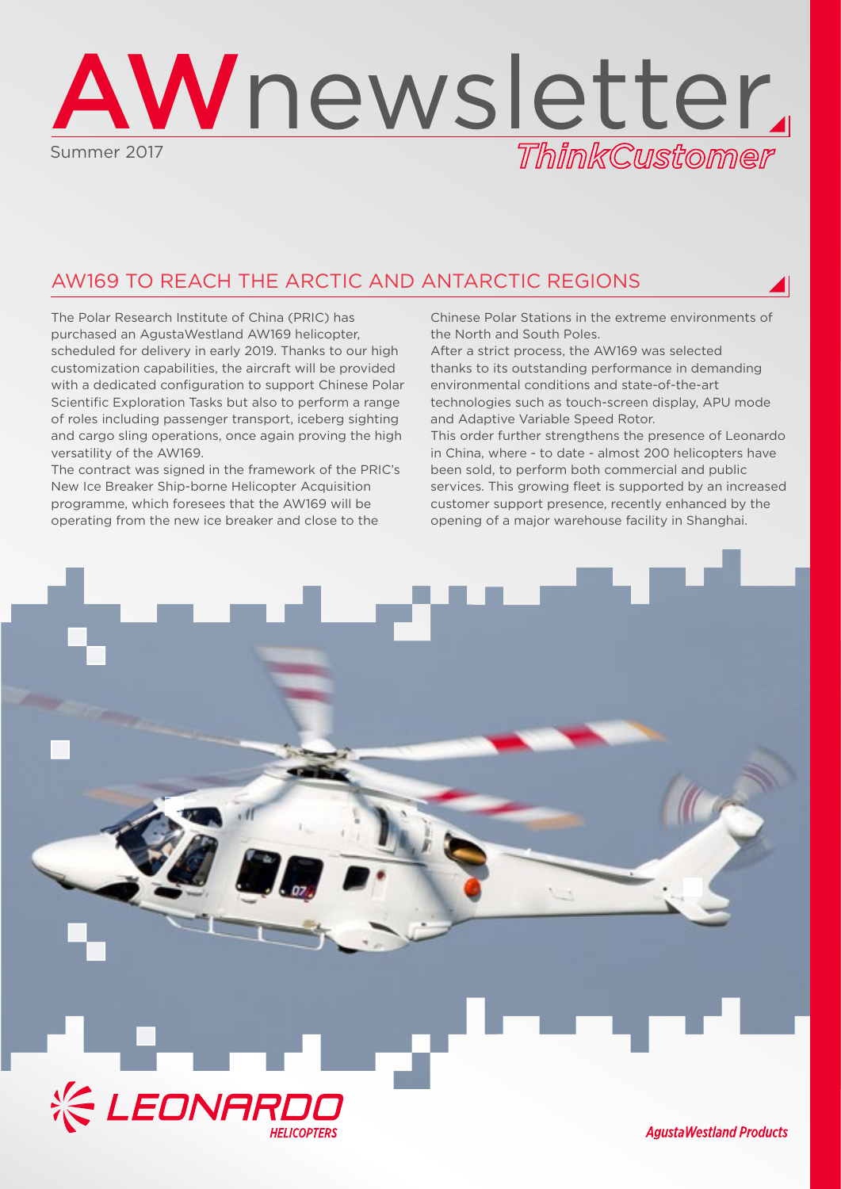# AWnewsletter

Summer 2017

*ThinkCustomer*

## AW169 TO REACH THE ARCTIC AND ANTARCTIC REGIONS

The Polar Research Institute of China (PRIC) has purchased an AgustaWestland AW169 helicopter, scheduled for delivery in early 2019. Thanks to our high customization capabilities, the aircraft will be provided with a dedicated configuration to support Chinese Polar Scientific Exploration Tasks but also to perform a range of roles including passenger transport, iceberg sighting and cargo sling operations, once again proving the high versatility of the AW169.

The contract was signed in the framework of the PRIC's New Ice Breaker Ship-borne Helicopter Acquisition programme, which foresees that the AW169 will be operating from the new ice breaker and close to the Chinese Polar Stations in the extreme environments of the North and South Poles.

After a strict process, the AW169 was selected thanks to its outstanding performance in demanding environmental conditions and state-of-the-art technologies such as touch-screen display, APU mode and Adaptive Variable Speed Rotor.

This order further strengthens the presence of Leonardo in China, where - to date - almost 200 helicopters have been sold, to perform both commercial and public services. This growing fleet is supported by an increased customer support presence, recently enhanced by the opening of a major warehouse facility in Shanghai.

LEONARDO HELICOPTERS

AgustaWestland Products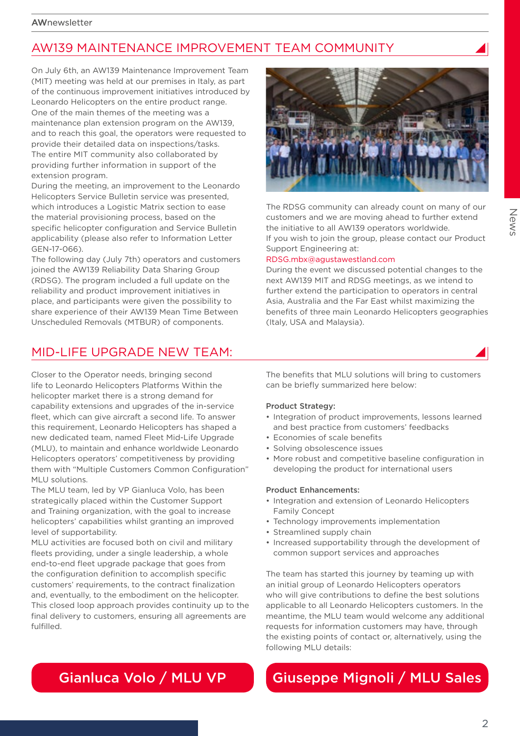## AW139 MAINTENANCE IMPROVEMENT TEAM COMMUNITY

On July 6th, an AW139 Maintenance Improvement Team (MIT) meeting was held at our premises in Italy, as part of the continuous improvement initiatives introduced by Leonardo Helicopters on the entire product range. One of the main themes of the meeting was a maintenance plan extension program on the AW139, and to reach this goal, the operators were requested to provide their detailed data on inspections/tasks. The entire MIT community also collaborated by providing further information in support of the extension program.

During the meeting, an improvement to the Leonardo Helicopters Service Bulletin service was presented, which introduces a Logistic Matrix section to ease the material provisioning process, based on the specific helicopter configuration and Service Bulletin applicability (please also refer to Information Letter GEN-17-066).

The following day (July 7th) operators and customers joined the AW139 Reliability Data Sharing Group (RDSG). The program included a full update on the reliability and product improvement initiatives in place, and participants were given the possibility to share experience of their AW139 Mean Time Between Unscheduled Removals (MTBUR) of components.

The RDSG community can already count on many of our customers and we are moving ahead to further extend the initiative to all AW139 operators worldwide.

If you wish to join the group, please contact our Product Support Engineering at:

RDSG.mbx@agustawestland.com

During the event we discussed potential changes to the next AW139 MIT and RDSG meetings, as we intend to further extend the participation to operators in central Asia, Australia and the Far East whilst maximizing the benefits of three main Leonardo Helicopters geographies (Italy, USA and Malaysia).

## MID-LIFE UPGRADE NEW TEAM:

Closer to the Operator needs, bringing second life to Leonardo Helicopters Platforms Within the helicopter market there is a strong demand for capability extensions and upgrades of the in-service fleet, which can give aircraft a second life. To answer this requirement, Leonardo Helicopters has shaped a new dedicated team, named Fleet Mid-Life Upgrade (MLU), to maintain and enhance worldwide Leonardo Helicopters operators' competitiveness by providing them with "Multiple Customers Common Configuration" MLU solutions.

The MLU team, led by VP Gianluca Volo, has been strategically placed within the Customer Support and Training organization, with the goal to increase helicopters' capabilities whilst granting an improved level of supportability.

MLU activities are focused both on civil and military fleets providing, under a single leadership, a whole end-to-end fleet upgrade package that goes from the configuration definition to accomplish specific customers' requirements, to the contract finalization and, eventually, to the embodiment on the helicopter. This closed loop approach provides continuity up to the final delivery to customers, ensuring all agreements are fulfilled.

The benefits that MLU solutions will bring to customers can be briefly summarized here below:

**Product Strategy:**

- Integration of product improvements, lessons learned and best practice from customers' feedbacks
- Economies of scale benefits
- Solving obsolescence issues
- More robust and competitive baseline configuration in developing the product for international users

**Product Enhancements:**

- Integration and extension of Leonardo Helicopters Family Concept
- Technology improvements implementation
- Streamlined supply chain
- Increased supportability through the development of common support services and approaches

The team has started this journey by teaming up with an initial group of Leonardo Helicopters operators who will give contributions to define the best solutions applicable to all Leonardo Helicopters customers. In the meantime, the MLU team would welcome any additional requests for information customers may have, through the existing points of contact or, alternatively, using the following MLU details:

**Gianluca Volo / MLU VP**

**Giuseppe Mignoli / MLU Sales**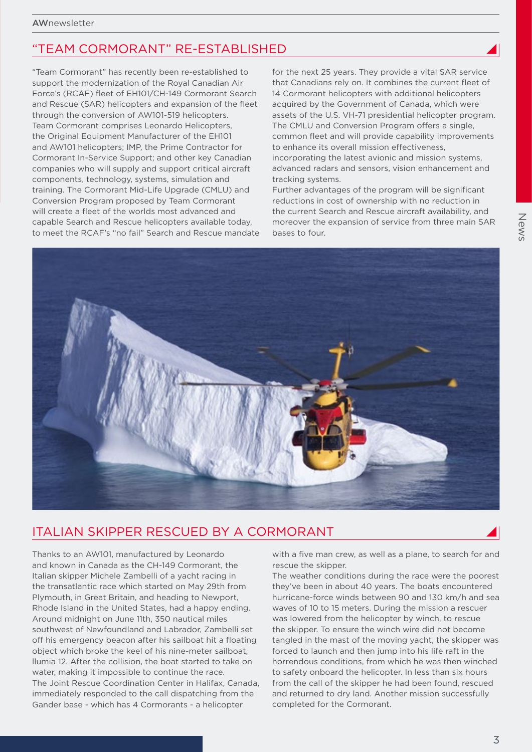## "TEAM CORMORANT" RE-ESTABLISHED

"Team Cormorant" has recently been re-established to support the modernization of the Royal Canadian Air Force's (RCAF) fleet of EH101/CH-149 Cormorant Search and Rescue (SAR) helicopters and expansion of the fleet through the conversion of AW101-519 helicopters. Team Cormorant comprises Leonardo Helicopters, the Original Equipment Manufacturer of the EH101 and AW101 helicopters; IMP, the Prime Contractor for Cormorant In-Service Support; and other key Canadian companies who will supply and support critical aircraft components, technology, systems, simulation and training. The Cormorant Mid-Life Upgrade (CMLU) and Conversion Program proposed by Team Cormorant will create a fleet of the worlds most advanced and capable Search and Rescue helicopters available today, to meet the RCAF's "no fail" Search and Rescue mandate for the next 25 years. They provide a vital SAR service that Canadians rely on. It combines the current fleet of 14 Cormorant helicopters with additional helicopters acquired by the Government of Canada, which were assets of the U.S. VH-71 presidential helicopter program. The CMLU and Conversion Program offers a single, common fleet and will provide capability improvements to enhance its overall mission effectiveness, incorporating the latest avionic and mission systems, advanced radars and sensors, vision enhancement and tracking systems.
Further advantages of the program will be significant reductions in cost of ownership with no reduction in the current Search and Rescue aircraft availability, and moreover the expansion of service from three main SAR bases to four.

## ITALIAN SKIPPER RESCUED BY A CORMORANT

Thanks to an AW101, manufactured by Leonardo and known in Canada as the CH-149 Cormorant, the Italian skipper Michele Zambelli of a yacht racing in the transatlantic race which started on May 29th from Plymouth, in Great Britain, and heading to Newport, Rhode Island in the United States, had a happy ending. Around midnight on June 11th, 350 nautical miles southwest of Newfoundland and Labrador, Zambelli set off his emergency beacon after his sailboat hit a floating object which broke the keel of his nine-meter sailboat, Illumia 12. After the collision, the boat started to take on water, making it impossible to continue the race.
The Joint Rescue Coordination Center in Halifax, Canada, immediately responded to the call dispatching from the Gander base - which has 4 Cormorants - a helicopter with a five man crew, as well as a plane, to search for and rescue the skipper.
The weather conditions during the race were the poorest they've been in about 40 years. The boats encountered hurricane-force winds between 90 and 130 km/h and sea waves of 10 to 15 meters. During the mission a rescuer was lowered from the helicopter by winch, to rescue the skipper. To ensure the winch wire did not become tangled in the mast of the moving yacht, the skipper was forced to launch and then jump into his life raft in the horrendous conditions, from which he was then winched to safety onboard the helicopter. In less than six hours from the call of the skipper he had been found, rescued and returned to dry land. Another mission successfully completed for the Cormorant.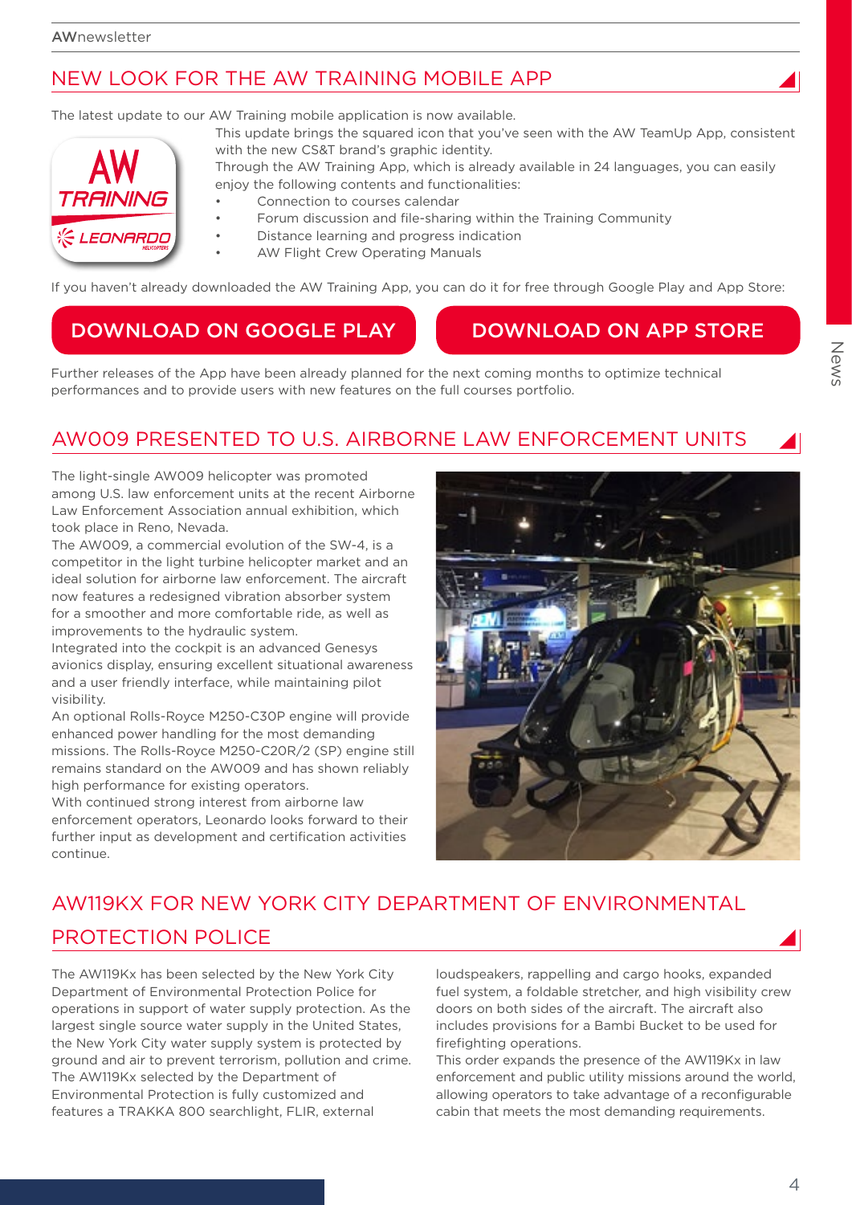## NEW LOOK FOR THE AW TRAINING MOBILE APP

The latest update to our AW Training mobile application is now available.

This update brings the squared icon that you've seen with the AW TeamUp App, consistent with the new CS&T brand's graphic identity.

Through the AW Training App, which is already available in 24 languages, you can easily enjoy the following contents and functionalities:

- Connection to courses calendar
- Forum discussion and file-sharing within the Training Community
- Distance learning and progress indication
- AW Flight Crew Operating Manuals

If you haven't already downloaded the AW Training App, you can do it for free through Google Play and App Store:

DOWNLOAD ON GOOGLE PLAY

DOWNLOAD ON APP STORE

Further releases of the App have been already planned for the next coming months to optimize technical performances and to provide users with new features on the full courses portfolio.

## AW009 PRESENTED TO U.S. AIRBORNE LAW ENFORCEMENT UNITS

The light-single AW009 helicopter was promoted among U.S. law enforcement units at the recent Airborne Law Enforcement Association annual exhibition, which took place in Reno, Nevada.

The AW009, a commercial evolution of the SW-4, is a competitor in the light turbine helicopter market and an ideal solution for airborne law enforcement. The aircraft now features a redesigned vibration absorber system for a smoother and more comfortable ride, as well as improvements to the hydraulic system.

Integrated into the cockpit is an advanced Genesys avionics display, ensuring excellent situational awareness and a user friendly interface, while maintaining pilot visibility.

An optional Rolls-Royce M250-C30P engine will provide enhanced power handling for the most demanding missions. The Rolls-Royce M250-C20R/2 (SP) engine still remains standard on the AW009 and has shown reliably high performance for existing operators.

With continued strong interest from airborne law enforcement operators, Leonardo looks forward to their further input as development and certification activities continue.

## AW119KX FOR NEW YORK CITY DEPARTMENT OF ENVIRONMENTAL PROTECTION POLICE

The AW119Kx has been selected by the New York City Department of Environmental Protection Police for operations in support of water supply protection. As the largest single source water supply in the United States, the New York City water supply system is protected by ground and air to prevent terrorism, pollution and crime.

The AW119Kx selected by the Department of Environmental Protection is fully customized and features a TRAKKA 800 searchlight, FLIR, external loudspeakers, rappelling and cargo hooks, expanded fuel system, a foldable stretcher, and high visibility crew doors on both sides of the aircraft. The aircraft also includes provisions for a Bambi Bucket to be used for firefighting operations.

This order expands the presence of the AW119Kx in law enforcement and public utility missions around the world, allowing operators to take advantage of a reconfigurable cabin that meets the most demanding requirements.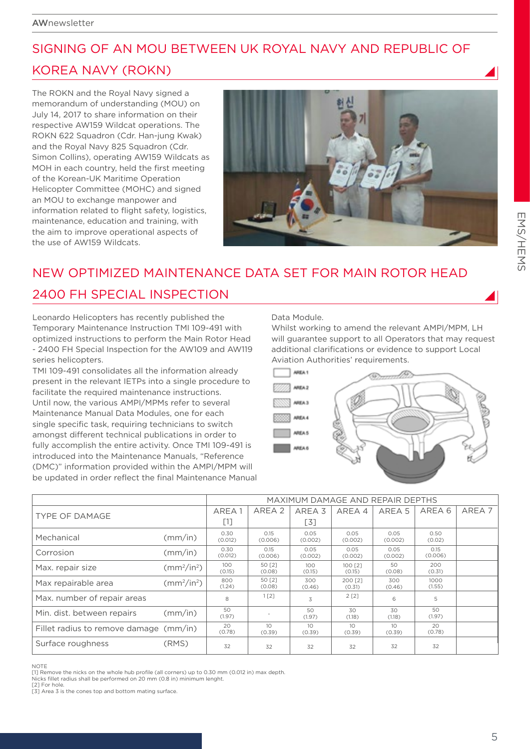## SIGNING OF AN MOU BETWEEN UK ROYAL NAVY AND REPUBLIC OF KOREA NAVY (ROKN)

The ROKN and the Royal Navy signed a memorandum of understanding (MOU) on July 14, 2017 to share information on their respective AW159 Wildcat operations. The ROKN 622 Squadron (Cdr. Han-jung Kwak) and the Royal Navy 825 Squadron (Cdr. Simon Collins), operating AW159 Wildcats as MOH in each country, held the first meeting of the Korean-UK Maritime Operation Helicopter Committee (MOHC) and signed an MOU to exchange manpower and information related to flight safety, logistics, maintenance, education and training, with the aim to improve operational aspects of the use of AW159 Wildcats.

## NEW OPTIMIZED MAINTENANCE DATA SET FOR MAIN ROTOR HEAD 2400 FH SPECIAL INSPECTION

Leonardo Helicopters has recently published the Temporary Maintenance Instruction TMI 109-491 with optimized instructions to perform the Main Rotor Head - 2400 FH Special Inspection for the AW109 and AW119 series helicopters.

TMI 109-491 consolidates all the information already present in the relevant IETPs into a single procedure to facilitate the required maintenance instructions.

Until now, the various AMPI/MPMs refer to several Maintenance Manual Data Modules, one for each single specific task, requiring technicians to switch amongst different technical publications in order to fully accomplish the entire activity. Once TMI 109-491 is introduced into the Maintenance Manuals, "Reference (DMC)" information provided within the AMPI/MPM will be updated in order reflect the final Maintenance Manual Data Module.

Whilst working to amend the relevant AMPI/MPM, LH will guarantee support to all Operators that may request additional clarifications or evidence to support Local Aviation Authorities' requirements.

AREA 1
AREA 2
AREA 3
AREA 4
AREA 5
AREA 6

| TYPE OF DAMAGE | | MAXIMUM DAMAGE AND REPAIR DEPTHS | | | | | | |
|---|---|---|---|---|---|---|---|---|
| | | AREA 1 [1] | AREA 2 | AREA 3 [3] | AREA 4 | AREA 5 | AREA 6 | AREA 7 |
| Mechanical | (mm/in) | 0.30 (0.012) | 0.15 (0.006) | 0.05 (0.002) | 0.05 (0.002) | 0.05 (0.002) | 0.50 (0.02) | |
| Corrosion | (mm/in) | 0.30 (0.012) | 0.15 (0.006) | 0.05 (0.002) | 0.05 (0.002) | 0.05 (0.002) | 0.15 (0.006) | |
| Max. repair size | ($mm^2/in^2$) | 100 (0.15) | 50 [2] (0.08) | 100 (0.15) | 100 [2] (0.15) | 50 (0.08) | 200 (0.31) | |
| Max repairable area | ($mm^2/in^2$) | 800 (1.24) | 50 [2] (0.08) | 300 (0.46) | 200 [2] (0.31) | 300 (0.46) | 1000 (1.55) | |
| Max. number of repair areas | | 8 | 1 [2] | 3 | 2 [2] | 6 | 5 | |
| Min. dist. between repairs | (mm/in) | 50 (1.97) | - | 50 (1.97) | 30 (1.18) | 30 (1.18) | 50 (1.97) | |
| Fillet radius to remove damage | (mm/in) | 20 (0.78) | 10 (0.39) | 10 (0.39) | 10 (0.39) | 10 (0.39) | 20 (0.78) | |
| Surface roughness | (RMS) | 32 | 32 | 32 | 32 | 32 | 32 | |

NOTE
[1] Remove the nicks on the whole hub profile (all corners) up to 0.30 mm (0.012 in) max depth.
Nicks fillet radius shall be performed on 20 mm (0.8 in) minimum lenght.
[2] For hole.
[3] Area 3 is the cones top and bottom mating surface.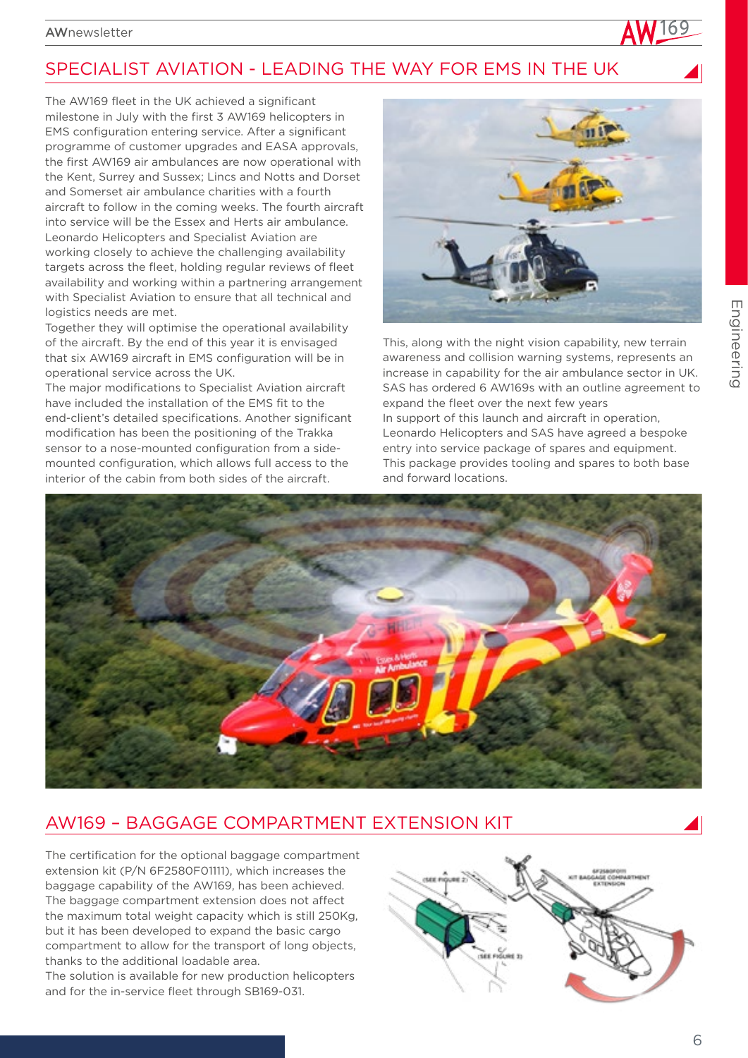## SPECIALIST AVIATION - LEADING THE WAY FOR EMS IN THE UK

The AW169 fleet in the UK achieved a significant milestone in July with the first 3 AW169 helicopters in EMS configuration entering service. After a significant programme of customer upgrades and EASA approvals, the first AW169 air ambulances are now operational with the Kent, Surrey and Sussex; Lincs and Notts and Dorset and Somerset air ambulance charities with a fourth aircraft to follow in the coming weeks. The fourth aircraft into service will be the Essex and Herts air ambulance. Leonardo Helicopters and Specialist Aviation are working closely to achieve the challenging availability targets across the fleet, holding regular reviews of fleet availability and working within a partnering arrangement with Specialist Aviation to ensure that all technical and logistics needs are met.

Together they will optimise the operational availability of the aircraft. By the end of this year it is envisaged that six AW169 aircraft in EMS configuration will be in operational service across the UK.

The major modifications to Specialist Aviation aircraft have included the installation of the EMS fit to the end-client's detailed specifications. Another significant modification has been the positioning of the Trakka sensor to a nose-mounted configuration from a side-mounted configuration, which allows full access to the interior of the cabin from both sides of the aircraft.

This, along with the night vision capability, new terrain awareness and collision warning systems, represents an increase in capability for the air ambulance sector in UK. SAS has ordered 6 AW169s with an outline agreement to expand the fleet over the next few years

In support of this launch and aircraft in operation, Leonardo Helicopters and SAS have agreed a bespoke entry into service package of spares and equipment. This package provides tooling and spares to both base and forward locations.

## AW169 – BAGGAGE COMPARTMENT EXTENSION KIT

The certification for the optional baggage compartment extension kit (P/N 6F2580F01111), which increases the baggage capability of the AW169, has been achieved. The baggage compartment extension does not affect the maximum total weight capacity which is still 250Kg, but it has been developed to expand the basic cargo compartment to allow for the transport of long objects, thanks to the additional loadable area.

The solution is available for new production helicopters and for the in-service fleet through SB169-031.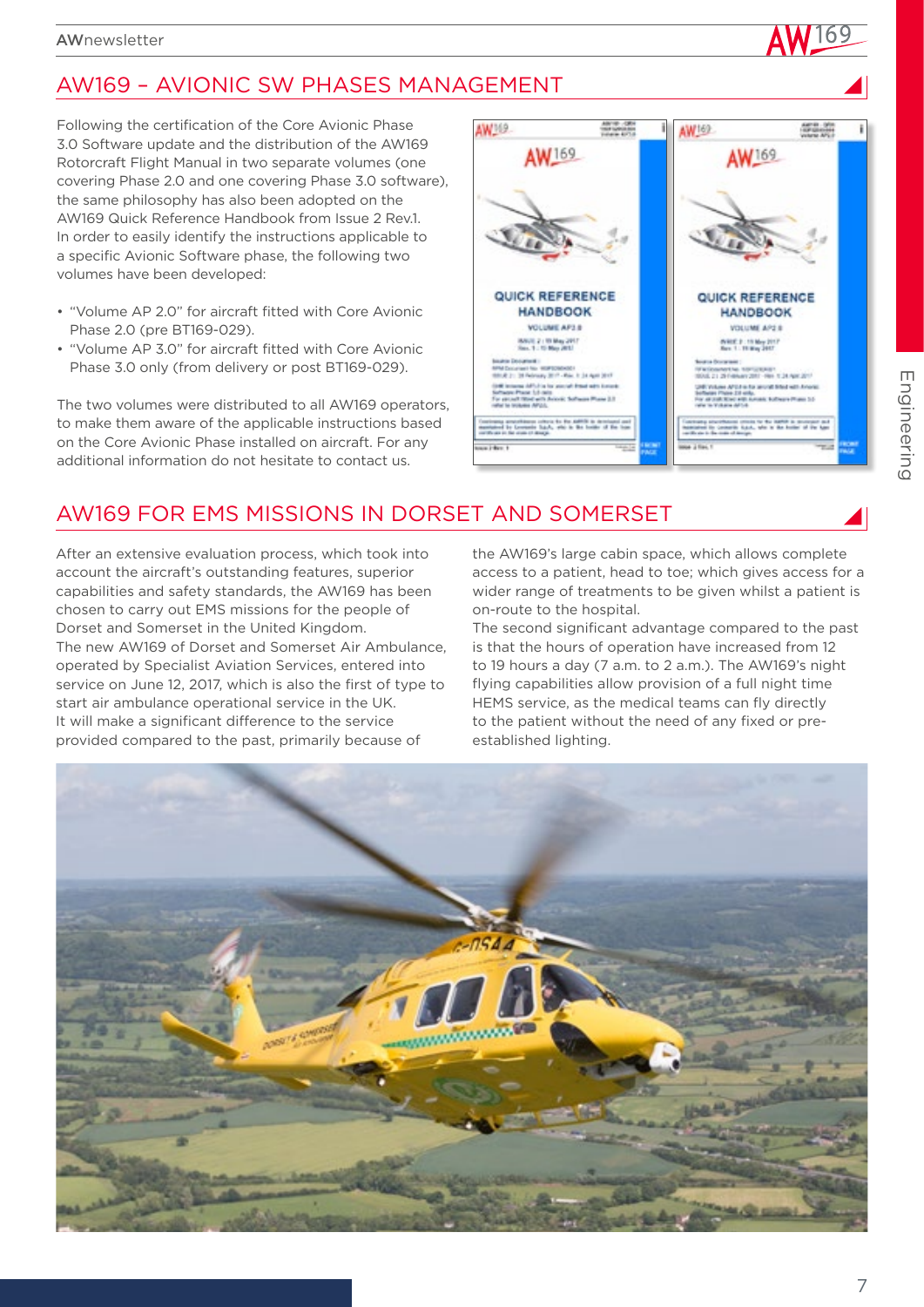## AW169 – AVIONIC SW PHASES MANAGEMENT

Following the certification of the Core Avionic Phase 3.0 Software update and the distribution of the AW169 Rotorcraft Flight Manual in two separate volumes (one covering Phase 2.0 and one covering Phase 3.0 software), the same philosophy has also been adopted on the AW169 Quick Reference Handbook from Issue 2 Rev.1.
In order to easily identify the instructions applicable to a specific Avionic Software phase, the following two volumes have been developed:

- "Volume AP 2.0" for aircraft fitted with Core Avionic Phase 2.0 (pre BT169-029).
- "Volume AP 3.0" for aircraft fitted with Core Avionic Phase 3.0 only (from delivery or post BT169-029).

The two volumes were distributed to all AW169 operators, to make them aware of the applicable instructions based on the Core Avionic Phase installed on aircraft. For any additional information do not hesitate to contact us.

## AW169 FOR EMS MISSIONS IN DORSET AND SOMERSET

After an extensive evaluation process, which took into account the aircraft's outstanding features, superior capabilities and safety standards, the AW169 has been chosen to carry out EMS missions for the people of Dorset and Somerset in the United Kingdom.
The new AW169 of Dorset and Somerset Air Ambulance, operated by Specialist Aviation Services, entered into service on June 12, 2017, which is also the first of type to start air ambulance operational service in the UK.
It will make a significant difference to the service provided compared to the past, primarily because of the AW169's large cabin space, which allows complete access to a patient, head to toe; which gives access for a wider range of treatments to be given whilst a patient is on-route to the hospital.
The second significant advantage compared to the past is that the hours of operation have increased from 12 to 19 hours a day (7 a.m. to 2 a.m.). The AW169's night flying capabilities allow provision of a full night time HEMS service, as the medical teams can fly directly to the patient without the need of any fixed or pre-established lighting.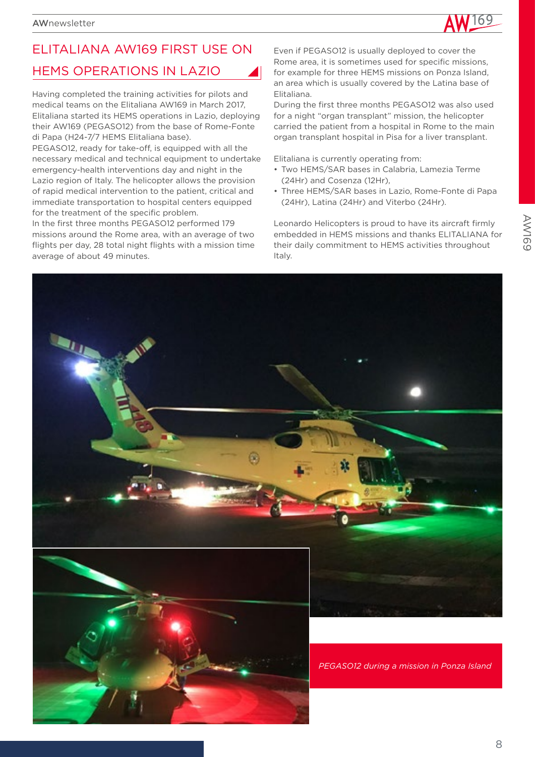# ELITALIANA AW169 FIRST USE ON HEMS OPERATIONS IN LAZIO

Having completed the training activities for pilots and medical teams on the Elitaliana AW169 in March 2017, Elitaliana started its HEMS operations in Lazio, deploying their AW169 (PEGASO12) from the base of Rome-Fonte di Papa (H24-7/7 HEMS Elitaliana base).

PEGASO12, ready for take-off, is equipped with all the necessary medical and technical equipment to undertake emergency-health interventions day and night in the Lazio region of Italy. The helicopter allows the provision of rapid medical intervention to the patient, critical and immediate transportation to hospital centers equipped for the treatment of the specific problem.

In the first three months PEGASO12 performed 179 missions around the Rome area, with an average of two flights per day, 28 total night flights with a mission time average of about 49 minutes.

Even if PEGASO12 is usually deployed to cover the Rome area, it is sometimes used for specific missions, for example for three HEMS missions on Ponza Island, an area which is usually covered by the Latina base of Elitaliana.

During the first three months PEGASO12 was also used for a night "organ transplant" mission, the helicopter carried the patient from a hospital in Rome to the main organ transplant hospital in Pisa for a liver transplant.

Elitaliana is currently operating from:

- Two HEMS/SAR bases in Calabria, Lamezia Terme (24Hr) and Cosenza (12Hr),
- Three HEMS/SAR bases in Lazio, Rome-Fonte di Papa (24Hr), Latina (24Hr) and Viterbo (24Hr).

Leonardo Helicopters is proud to have its aircraft firmly embedded in HEMS missions and thanks ELITALIANA for their daily commitment to HEMS activities throughout Italy.

*PEGASO12 during a mission in Ponza Island*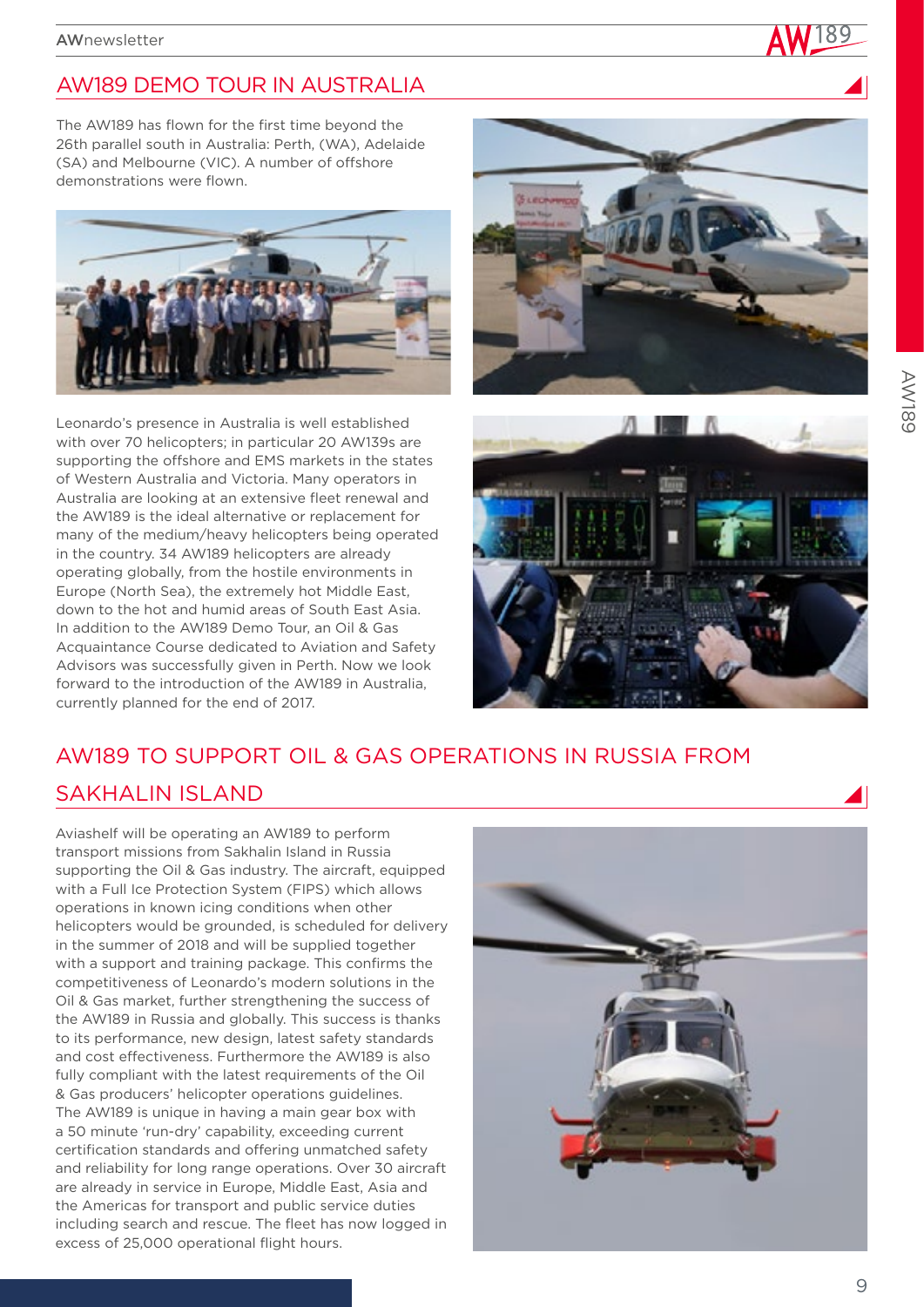## AW189 DEMO TOUR IN AUSTRALIA

The AW189 has flown for the first time beyond the 26th parallel south in Australia: Perth, (WA), Adelaide (SA) and Melbourne (VIC). A number of offshore demonstrations were flown.

Leonardo's presence in Australia is well established with over 70 helicopters; in particular 20 AW139s are supporting the offshore and EMS markets in the states of Western Australia and Victoria. Many operators in Australia are looking at an extensive fleet renewal and the AW189 is the ideal alternative or replacement for many of the medium/heavy helicopters being operated in the country. 34 AW189 helicopters are already operating globally, from the hostile environments in Europe (North Sea), the extremely hot Middle East, down to the hot and humid areas of South East Asia.
In addition to the AW189 Demo Tour, an Oil & Gas Acquaintance Course dedicated to Aviation and Safety Advisors was successfully given in Perth. Now we look forward to the introduction of the AW189 in Australia, currently planned for the end of 2017.

## AW189 TO SUPPORT OIL & GAS OPERATIONS IN RUSSIA FROM SAKHALIN ISLAND

Aviashelf will be operating an AW189 to perform transport missions from Sakhalin Island in Russia supporting the Oil & Gas industry. The aircraft, equipped with a Full Ice Protection System (FIPS) which allows operations in known icing conditions when other helicopters would be grounded, is scheduled for delivery in the summer of 2018 and will be supplied together with a support and training package. This confirms the competitiveness of Leonardo's modern solutions in the Oil & Gas market, further strengthening the success of the AW189 in Russia and globally. This success is thanks to its performance, new design, latest safety standards and cost effectiveness. Furthermore the AW189 is also fully compliant with the latest requirements of the Oil & Gas producers' helicopter operations guidelines.
The AW189 is unique in having a main gear box with a 50 minute 'run-dry' capability, exceeding current certification standards and offering unmatched safety and reliability for long range operations. Over 30 aircraft are already in service in Europe, Middle East, Asia and the Americas for transport and public service duties including search and rescue. The fleet has now logged in excess of 25,000 operational flight hours.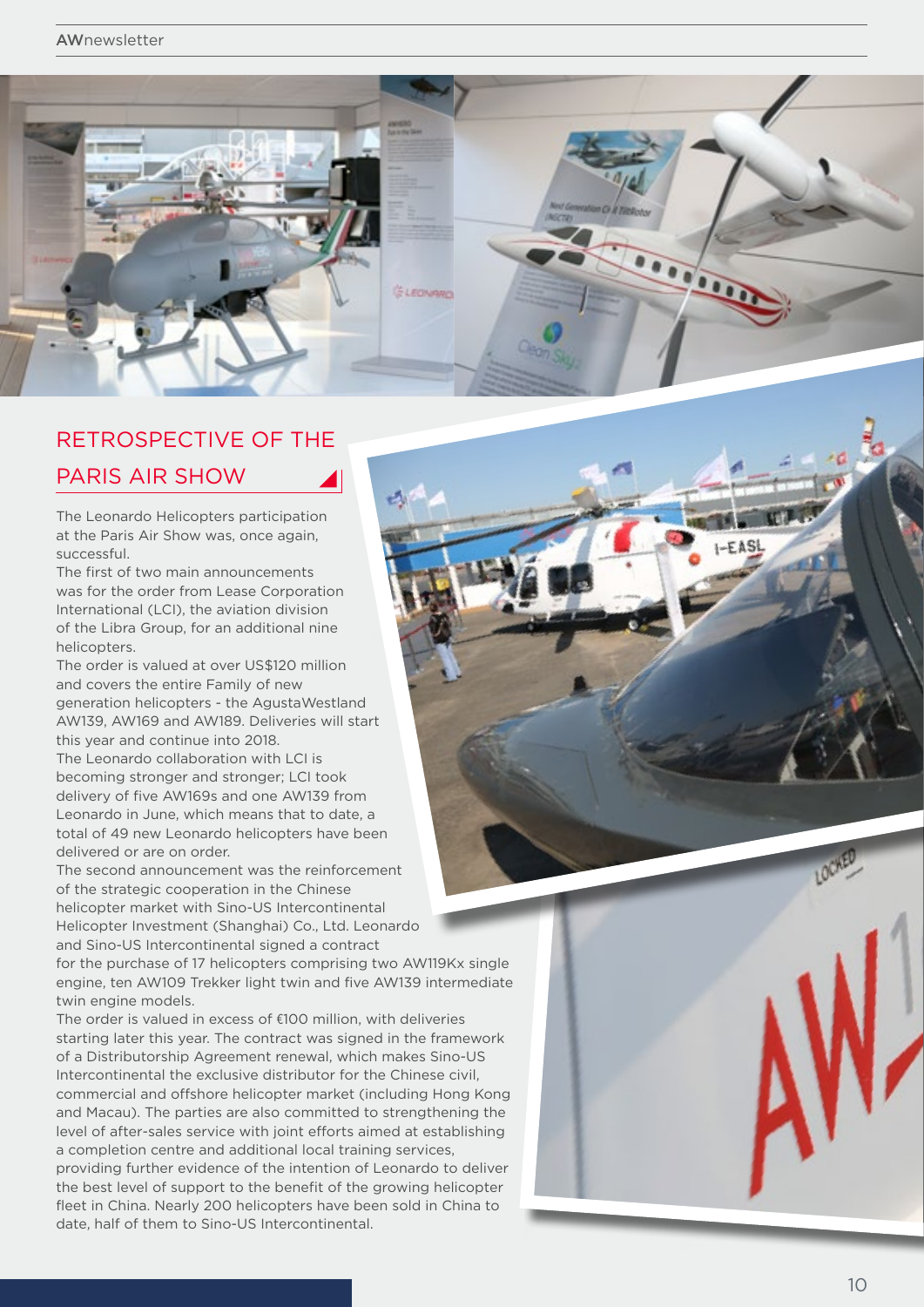## RETROSPECTIVE OF THE PARIS AIR SHOW

The Leonardo Helicopters participation at the Paris Air Show was, once again, successful.

The first of two main announcements was for the order from Lease Corporation International (LCI), the aviation division of the Libra Group, for an additional nine helicopters.

The order is valued at over US$120 million and covers the entire Family of new generation helicopters - the AgustaWestland AW139, AW169 and AW189. Deliveries will start this year and continue into 2018.

The Leonardo collaboration with LCI is becoming stronger and stronger; LCI took delivery of five AW169s and one AW139 from Leonardo in June, which means that to date, a total of 49 new Leonardo helicopters have been delivered or are on order.

The second announcement was the reinforcement of the strategic cooperation in the Chinese helicopter market with Sino-US Intercontinental Helicopter Investment (Shanghai) Co., Ltd. Leonardo and Sino-US Intercontinental signed a contract for the purchase of 17 helicopters comprising two AW119Kx single engine, ten AW109 Trekker light twin and five AW139 intermediate twin engine models.

The order is valued in excess of €100 million, with deliveries starting later this year. The contract was signed in the framework of a Distributorship Agreement renewal, which makes Sino-US Intercontinental the exclusive distributor for the Chinese civil, commercial and offshore helicopter market (including Hong Kong and Macau). The parties are also committed to strengthening the level of after-sales service with joint efforts aimed at establishing a completion centre and additional local training services, providing further evidence of the intention of Leonardo to deliver the best level of support to the benefit of the growing helicopter fleet in China. Nearly 200 helicopters have been sold in China to date, half of them to Sino-US Intercontinental.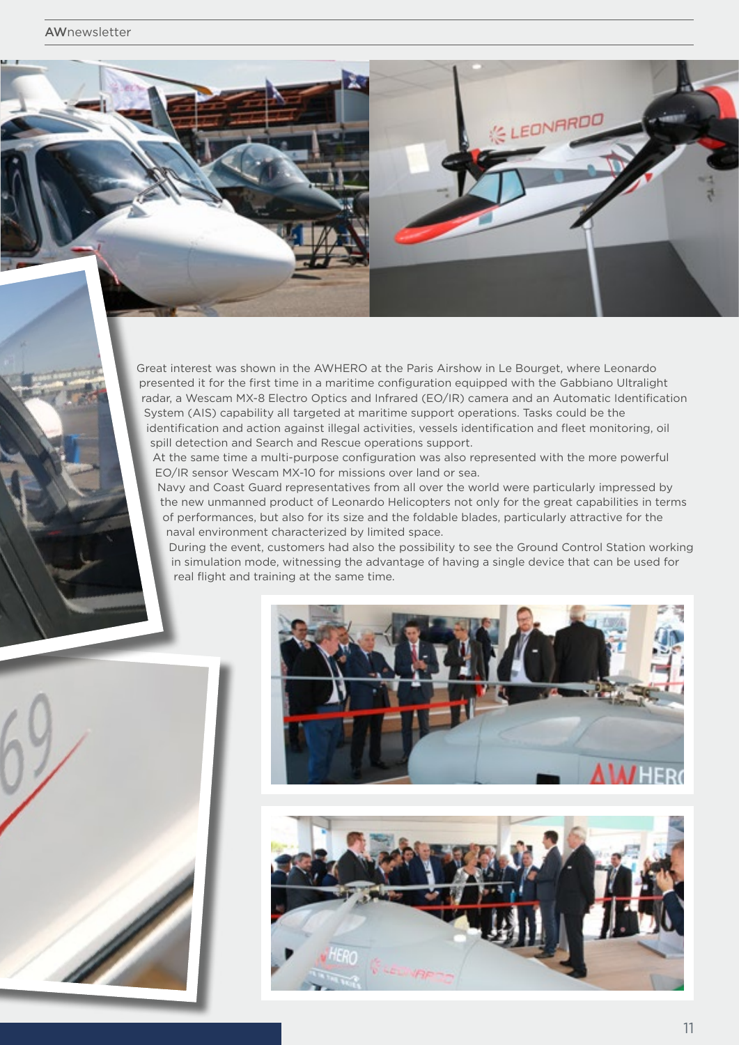Great interest was shown in the AWHERO at the Paris Airshow in Le Bourget, where Leonardo presented it for the first time in a maritime configuration equipped with the Gabbiano Ultralight radar, a Wescam MX-8 Electro Optics and Infrared (EO/IR) camera and an Automatic Identification System (AIS) capability all targeted at maritime support operations. Tasks could be the identification and action against illegal activities, vessels identification and fleet monitoring, oil spill detection and Search and Rescue operations support.

At the same time a multi-purpose configuration was also represented with the more powerful EO/IR sensor Wescam MX-10 for missions over land or sea.

Navy and Coast Guard representatives from all over the world were particularly impressed by the new unmanned product of Leonardo Helicopters not only for the great capabilities in terms of performances, but also for its size and the foldable blades, particularly attractive for the naval environment characterized by limited space.

During the event, customers had also the possibility to see the Ground Control Station working in simulation mode, witnessing the advantage of having a single device that can be used for real flight and training at the same time.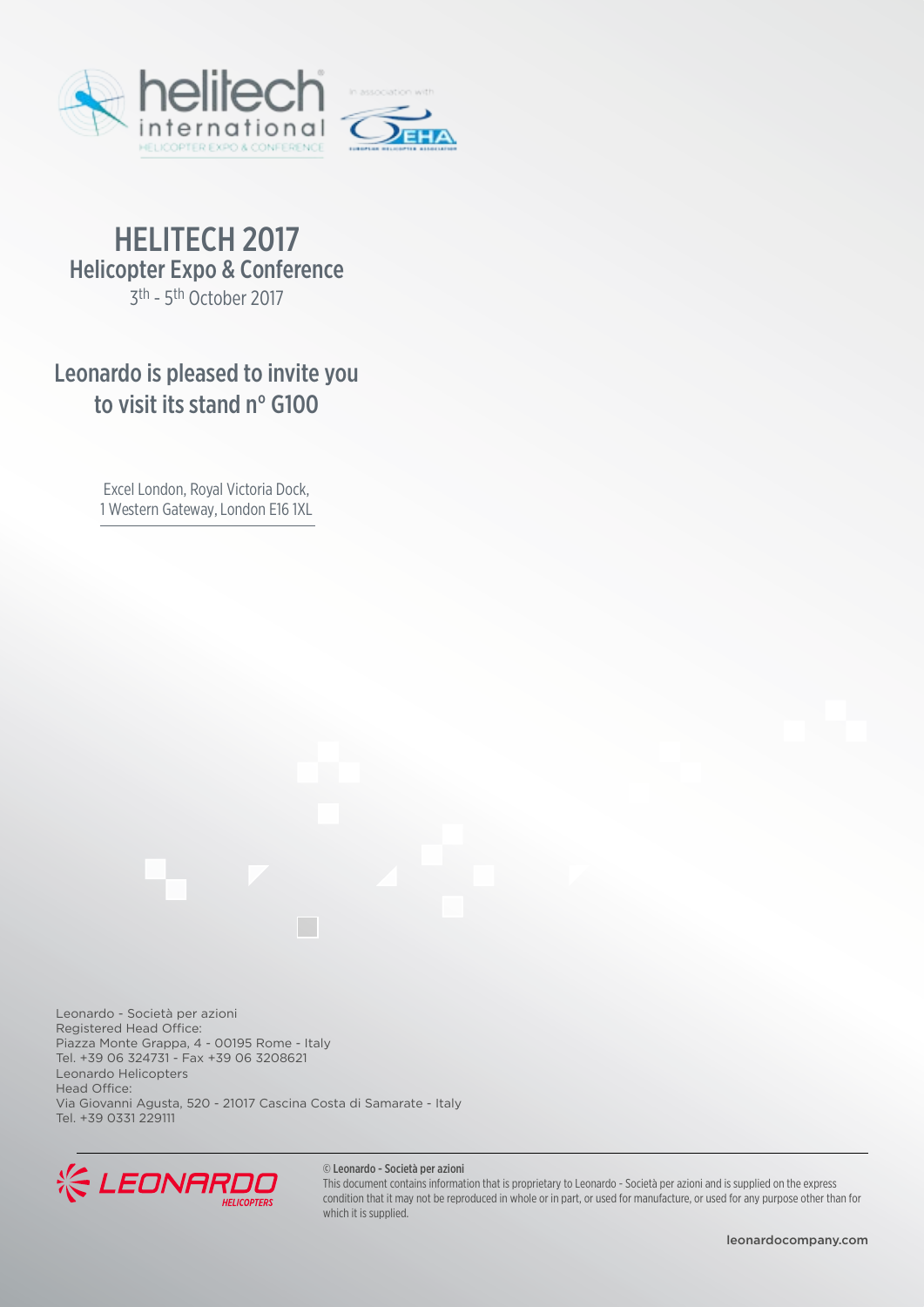helitech international
HELICOPTER EXPO & CONFERENCE

In association with EHA

# HELITECH 2017

## Helicopter Expo & Conference

3th - 5th October 2017

## Leonardo is pleased to invite you to visit its stand n° G100

Excel London, Royal Victoria Dock,
1 Western Gateway, London E16 1XL

Leonardo - Società per azioni
Registered Head Office:
Piazza Monte Grappa, 4 - 00195 Rome - Italy
Tel. +39 06 324731 - Fax +39 06 3208621
Leonardo Helicopters
Head Office:
Via Giovanni Agusta, 520 - 21017 Cascina Costa di Samarate - Italy
Tel. +39 0331 229111

LEONARDO HELICOPTERS

**© Leonardo - Società per azioni**
This document contains information that is proprietary to Leonardo - Società per azioni and is supplied on the express condition that it may not be reproduced in whole or in part, or used for manufacture, or used for any purpose other than for which it is supplied.

leonardocompany.com